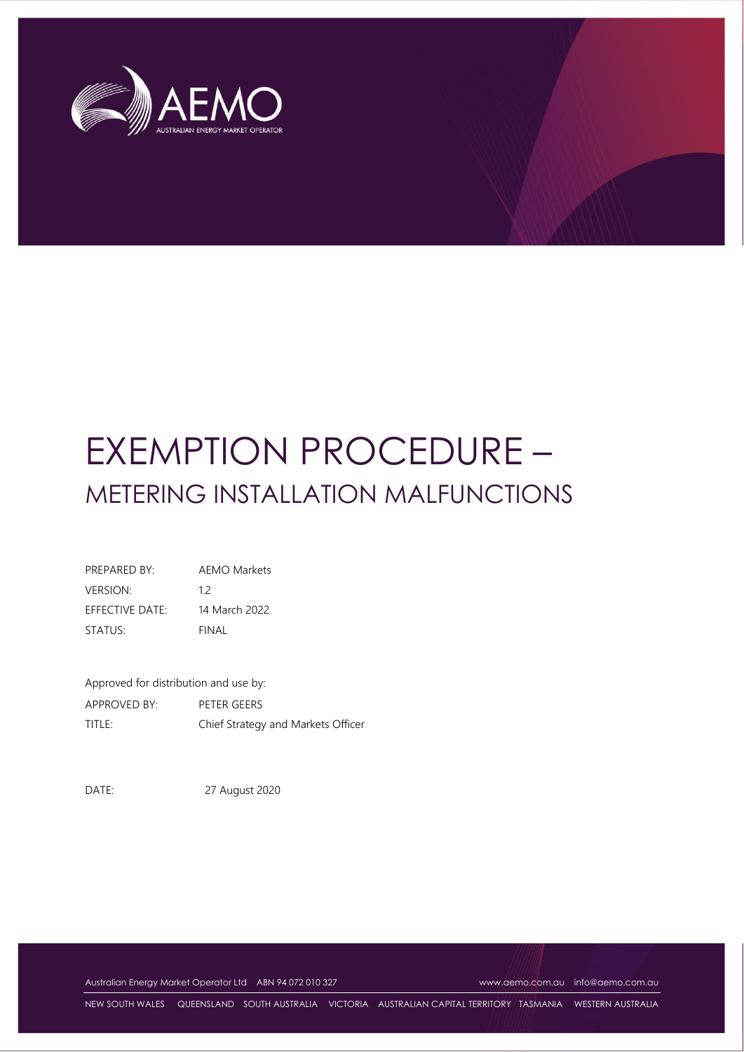# EXEMPTION PROCEDURE – METERING INSTALLATION MALFUNCTIONS

| | |
|---|---|
| PREPARED BY: | AEMO Markets |
| VERSION: | 1.2 |
| EFFECTIVE DATE: | 14 March 2022 |
| STATUS: | FINAL |

Approved for distribution and use by:

| | |
|---|---|
| APPROVED BY: | PETER GEERS |
| TITLE: | Chief Strategy and Markets Officer |

DATE: 27 August 2020

Australian Energy Market Operator Ltd ABN 94 072 010 327 www.aemo.com.au info@aemo.com.au

NEW SOUTH WALES QUEENSLAND SOUTH AUSTRALIA VICTORIA AUSTRALIAN CAPITAL TERRITORY TASMANIA WESTERN AUSTRALIA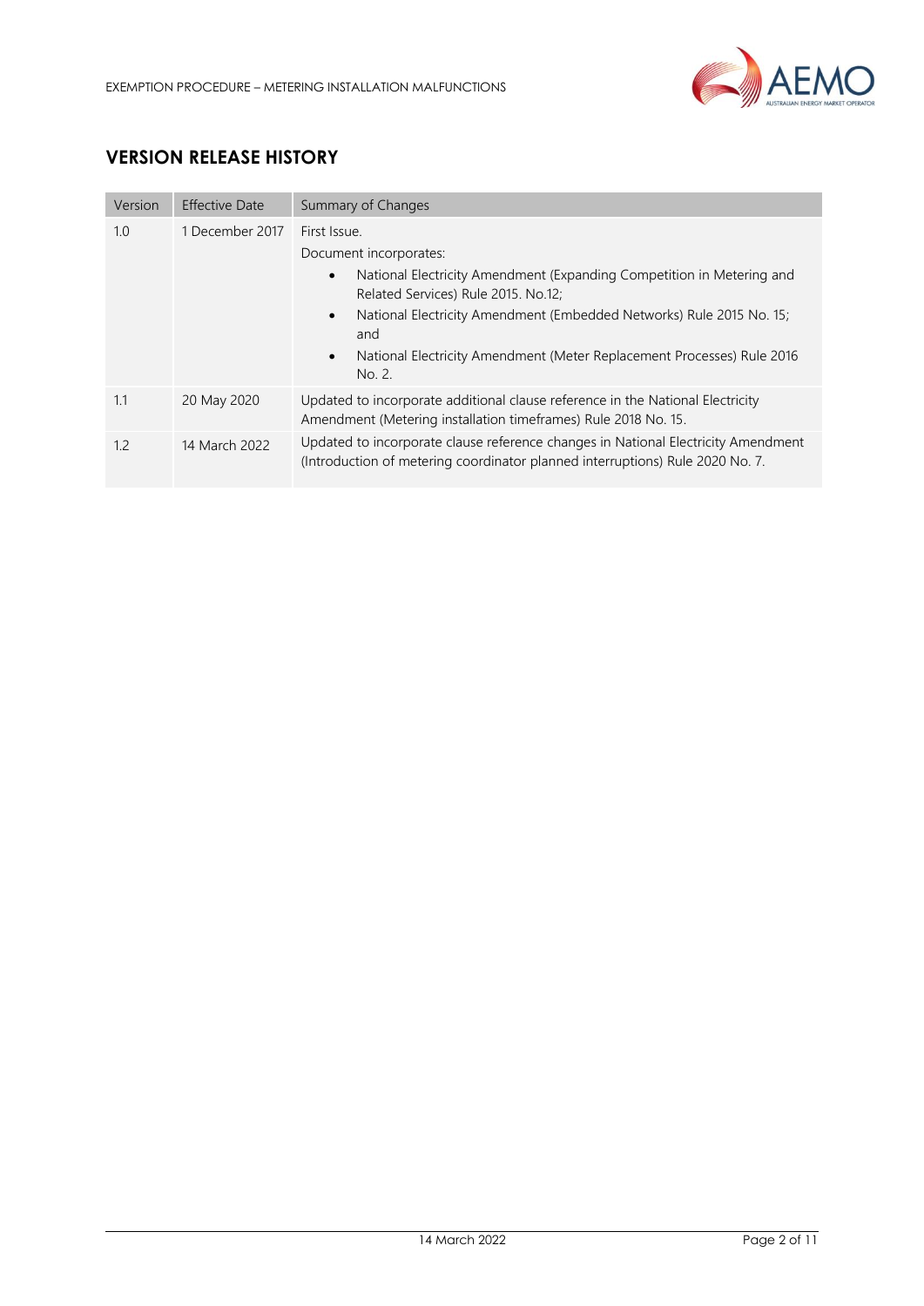## VERSION RELEASE HISTORY

| Version | Effective Date | Summary of Changes |
|---|---|---|
| 1.0 | 1 December 2017 | First Issue.<br>Document incorporates:<br>• National Electricity Amendment (Expanding Competition in Metering and Related Services) Rule 2015. No.12;<br>• National Electricity Amendment (Embedded Networks) Rule 2015 No. 15; and<br>• National Electricity Amendment (Meter Replacement Processes) Rule 2016 No. 2. |
| 1.1 | 20 May 2020 | Updated to incorporate additional clause reference in the National Electricity Amendment (Metering installation timeframes) Rule 2018 No. 15. |
| 1.2 | 14 March 2022 | Updated to incorporate clause reference changes in National Electricity Amendment (Introduction of metering coordinator planned interruptions) Rule 2020 No. 7. |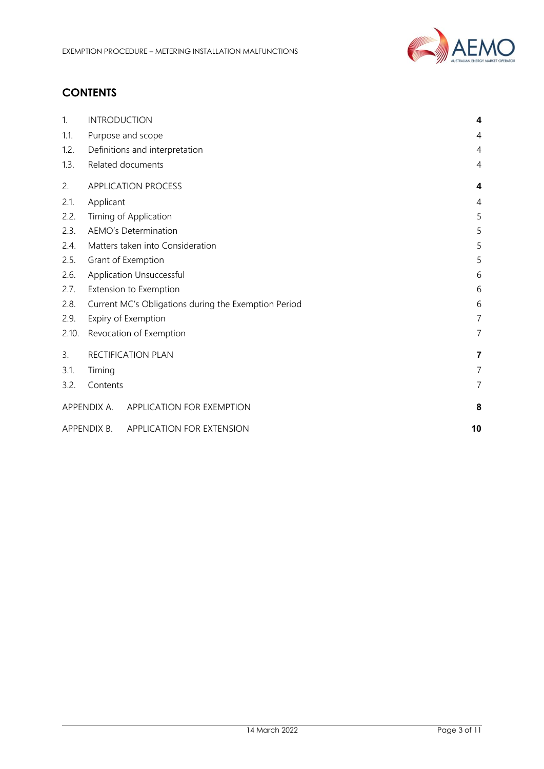## CONTENTS

| | | |
|---|---|---|
| 1. | INTRODUCTION | **4** |
| 1.1. | Purpose and scope | 4 |
| 1.2. | Definitions and interpretation | 4 |
| 1.3. | Related documents | 4 |
| 2. | APPLICATION PROCESS | **4** |
| 2.1. | Applicant | 4 |
| 2.2. | Timing of Application | 5 |
| 2.3. | AEMO's Determination | 5 |
| 2.4. | Matters taken into Consideration | 5 |
| 2.5. | Grant of Exemption | 5 |
| 2.6. | Application Unsuccessful | 6 |
| 2.7. | Extension to Exemption | 6 |
| 2.8. | Current MC's Obligations during the Exemption Period | 6 |
| 2.9. | Expiry of Exemption | 7 |
| 2.10. | Revocation of Exemption | 7 |
| 3. | RECTIFICATION PLAN | **7** |
| 3.1. | Timing | 7 |
| 3.2. | Contents | 7 |
| APPENDIX A. | APPLICATION FOR EXEMPTION | **8** |
| APPENDIX B. | APPLICATION FOR EXTENSION | **10** |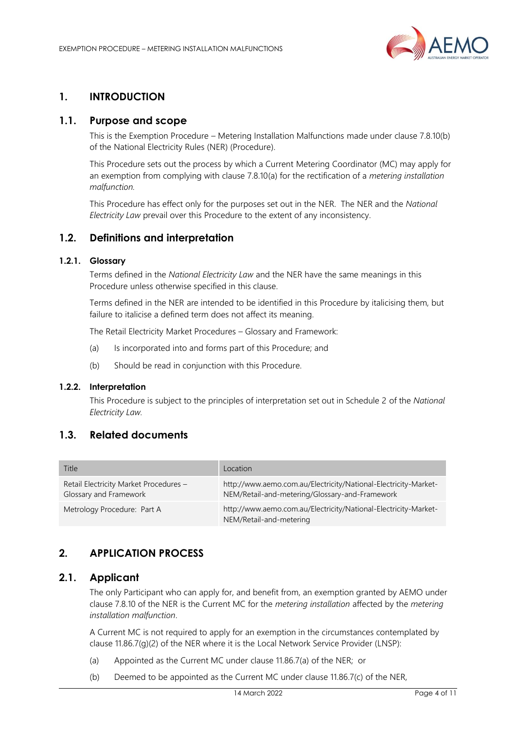# 1. INTRODUCTION

## 1.1. Purpose and scope

This is the Exemption Procedure – Metering Installation Malfunctions made under clause 7.8.10(b) of the National Electricity Rules (NER) (Procedure).

This Procedure sets out the process by which a Current Metering Coordinator (MC) may apply for an exemption from complying with clause 7.8.10(a) for the rectification of a *metering installation malfunction*.

This Procedure has effect only for the purposes set out in the NER. The NER and the *National Electricity Law* prevail over this Procedure to the extent of any inconsistency.

## 1.2. Definitions and interpretation

### 1.2.1. Glossary

Terms defined in the *National Electricity Law* and the NER have the same meanings in this Procedure unless otherwise specified in this clause.

Terms defined in the NER are intended to be identified in this Procedure by italicising them, but failure to italicise a defined term does not affect its meaning.

The Retail Electricity Market Procedures – Glossary and Framework:

(a) Is incorporated into and forms part of this Procedure; and

(b) Should be read in conjunction with this Procedure.

### 1.2.2. Interpretation

This Procedure is subject to the principles of interpretation set out in Schedule 2 of the *National Electricity Law*.

## 1.3. Related documents

| Title | Location |
| --- | --- |
| Retail Electricity Market Procedures – Glossary and Framework | http://www.aemo.com.au/Electricity/National-Electricity-Market-NEM/Retail-and-metering/Glossary-and-Framework |
| Metrology Procedure: Part A | http://www.aemo.com.au/Electricity/National-Electricity-Market-NEM/Retail-and-metering |

# 2. APPLICATION PROCESS

## 2.1. Applicant

The only Participant who can apply for, and benefit from, an exemption granted by AEMO under clause 7.8.10 of the NER is the Current MC for the *metering installation* affected by the *metering installation malfunction*.

A Current MC is not required to apply for an exemption in the circumstances contemplated by clause 11.86.7(g)(2) of the NER where it is the Local Network Service Provider (LNSP):

(a) Appointed as the Current MC under clause 11.86.7(a) of the NER; or

(b) Deemed to be appointed as the Current MC under clause 11.86.7(c) of the NER,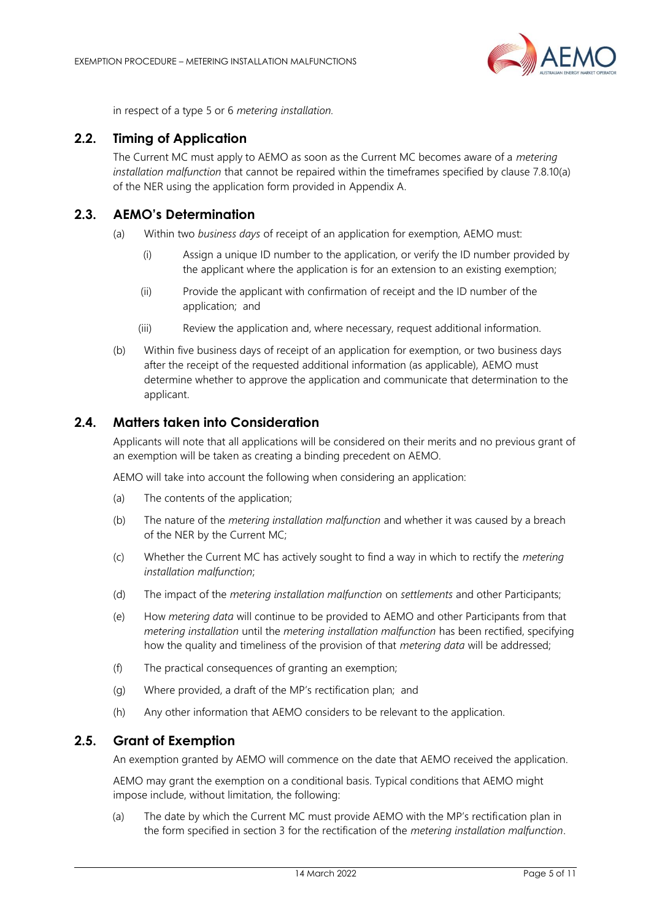in respect of a type 5 or 6 *metering installation.*

## 2.2. Timing of Application

The Current MC must apply to AEMO as soon as the Current MC becomes aware of a *metering installation malfunction* that cannot be repaired within the timeframes specified by clause 7.8.10(a) of the NER using the application form provided in Appendix A.

## 2.3. AEMO's Determination

(a) Within two *business days* of receipt of an application for exemption, AEMO must:

  (i) Assign a unique ID number to the application, or verify the ID number provided by the applicant where the application is for an extension to an existing exemption;

  (ii) Provide the applicant with confirmation of receipt and the ID number of the application; and

  (iii) Review the application and, where necessary, request additional information.

(b) Within five business days of receipt of an application for exemption, or two business days after the receipt of the requested additional information (as applicable), AEMO must determine whether to approve the application and communicate that determination to the applicant.

## 2.4. Matters taken into Consideration

Applicants will note that all applications will be considered on their merits and no previous grant of an exemption will be taken as creating a binding precedent on AEMO.

AEMO will take into account the following when considering an application:

(a) The contents of the application;

(b) The nature of the *metering installation malfunction* and whether it was caused by a breach of the NER by the Current MC;

(c) Whether the Current MC has actively sought to find a way in which to rectify the *metering installation malfunction*;

(d) The impact of the *metering installation malfunction* on *settlements* and other Participants;

(e) How *metering data* will continue to be provided to AEMO and other Participants from that *metering installation* until the *metering installation malfunction* has been rectified, specifying how the quality and timeliness of the provision of that *metering data* will be addressed;

(f) The practical consequences of granting an exemption;

(g) Where provided, a draft of the MP's rectification plan; and

(h) Any other information that AEMO considers to be relevant to the application.

## 2.5. Grant of Exemption

An exemption granted by AEMO will commence on the date that AEMO received the application.

AEMO may grant the exemption on a conditional basis. Typical conditions that AEMO might impose include, without limitation, the following:

(a) The date by which the Current MC must provide AEMO with the MP's rectification plan in the form specified in section 3 for the rectification of the *metering installation malfunction*.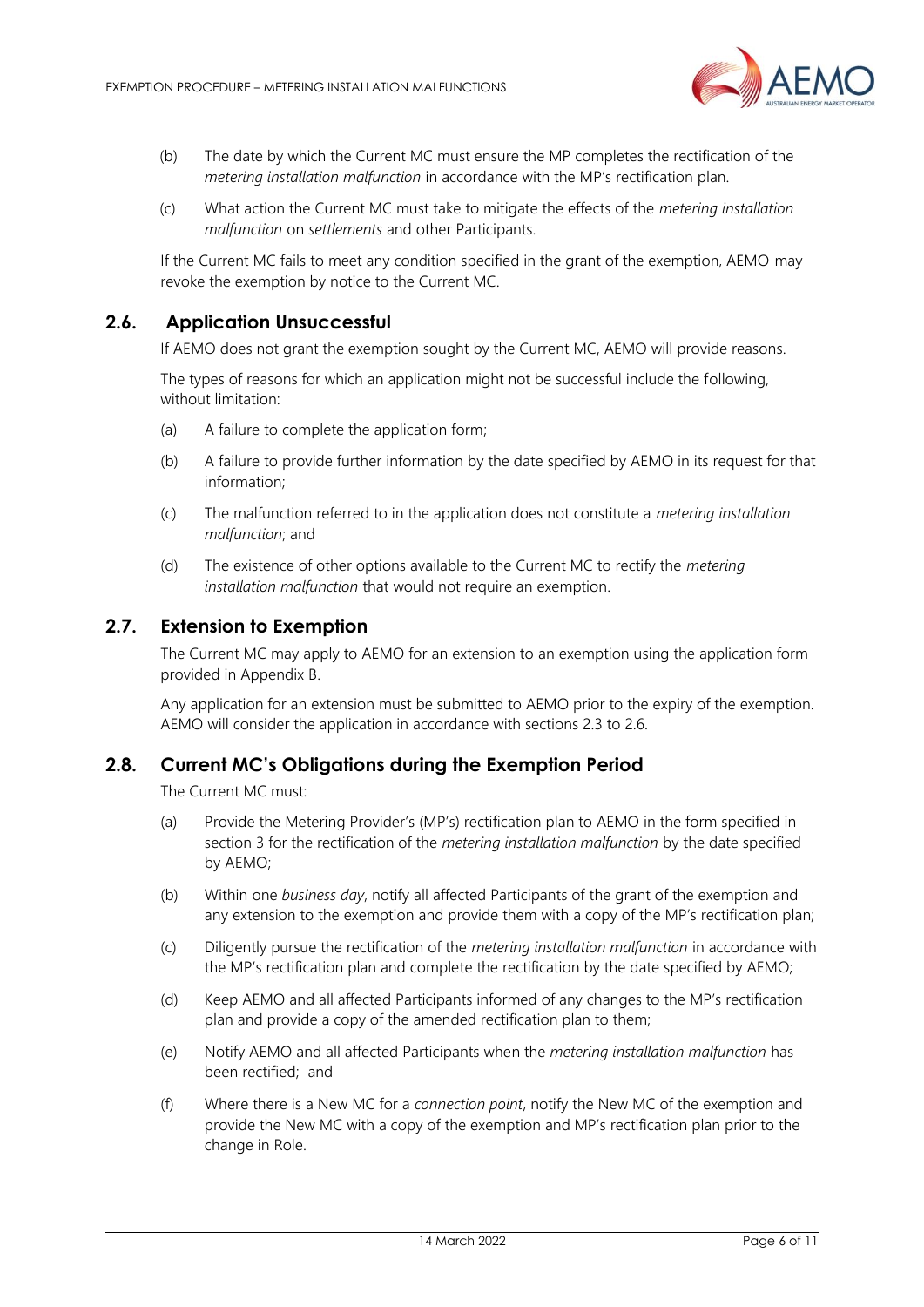(b) The date by which the Current MC must ensure the MP completes the rectification of the *metering installation malfunction* in accordance with the MP's rectification plan.

(c) What action the Current MC must take to mitigate the effects of the *metering installation malfunction* on *settlements* and other Participants.

If the Current MC fails to meet any condition specified in the grant of the exemption, AEMO may revoke the exemption by notice to the Current MC.

## 2.6. Application Unsuccessful

If AEMO does not grant the exemption sought by the Current MC, AEMO will provide reasons.

The types of reasons for which an application might not be successful include the following, without limitation:

(a) A failure to complete the application form;

(b) A failure to provide further information by the date specified by AEMO in its request for that information;

(c) The malfunction referred to in the application does not constitute a *metering installation malfunction*; and

(d) The existence of other options available to the Current MC to rectify the *metering installation malfunction* that would not require an exemption.

## 2.7. Extension to Exemption

The Current MC may apply to AEMO for an extension to an exemption using the application form provided in Appendix B.

Any application for an extension must be submitted to AEMO prior to the expiry of the exemption. AEMO will consider the application in accordance with sections 2.3 to 2.6.

## 2.8. Current MC's Obligations during the Exemption Period

The Current MC must:

(a) Provide the Metering Provider's (MP's) rectification plan to AEMO in the form specified in section 3 for the rectification of the *metering installation malfunction* by the date specified by AEMO;

(b) Within one *business day*, notify all affected Participants of the grant of the exemption and any extension to the exemption and provide them with a copy of the MP's rectification plan;

(c) Diligently pursue the rectification of the *metering installation malfunction* in accordance with the MP's rectification plan and complete the rectification by the date specified by AEMO;

(d) Keep AEMO and all affected Participants informed of any changes to the MP's rectification plan and provide a copy of the amended rectification plan to them;

(e) Notify AEMO and all affected Participants when the *metering installation malfunction* has been rectified; and

(f) Where there is a New MC for a *connection point*, notify the New MC of the exemption and provide the New MC with a copy of the exemption and MP's rectification plan prior to the change in Role.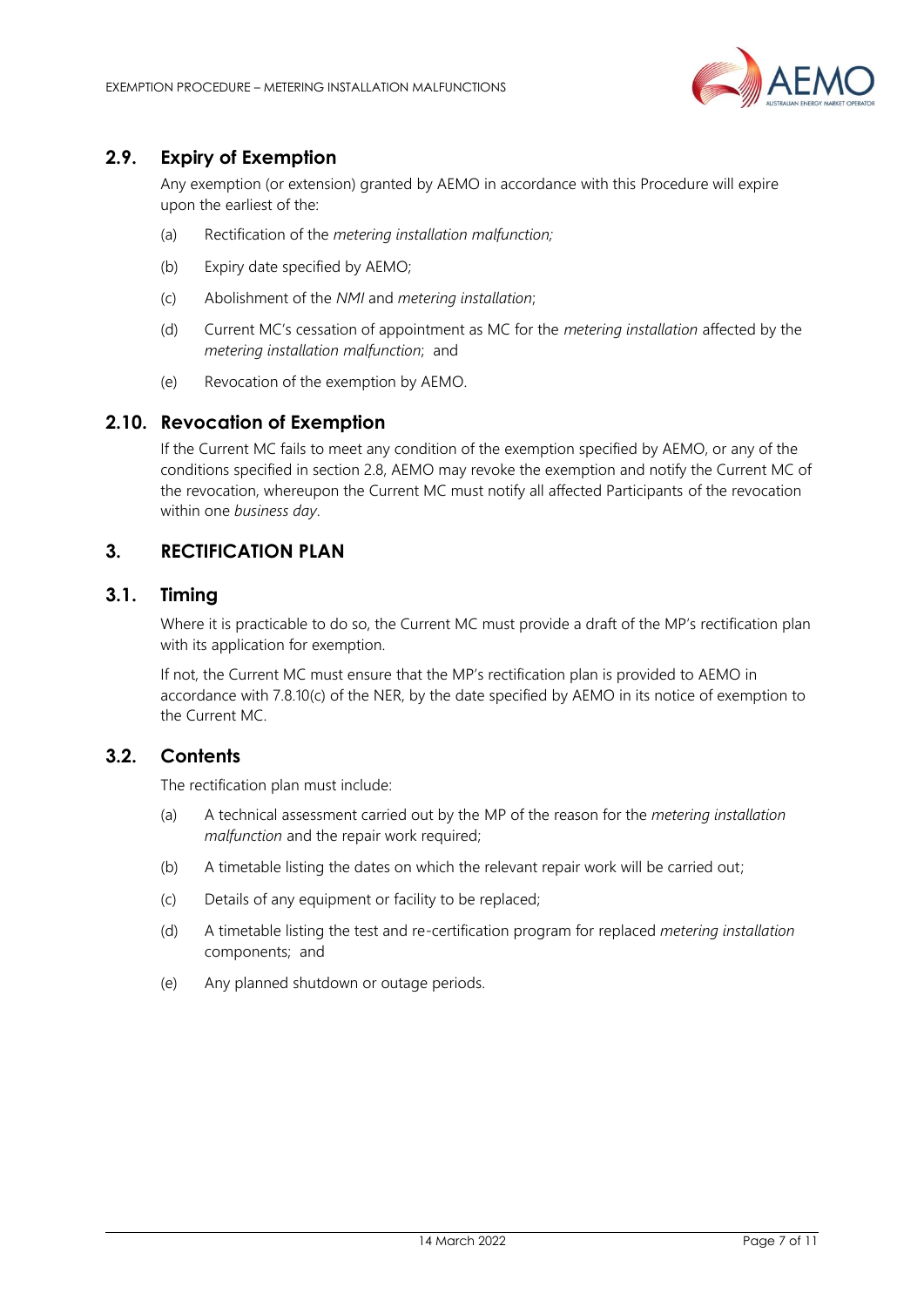## 2.9. Expiry of Exemption

Any exemption (or extension) granted by AEMO in accordance with this Procedure will expire upon the earliest of the:

(a) Rectification of the *metering installation malfunction;*

(b) Expiry date specified by AEMO;

(c) Abolishment of the *NMI* and *metering installation*;

(d) Current MC's cessation of appointment as MC for the *metering installation* affected by the *metering installation malfunction*; and

(e) Revocation of the exemption by AEMO.

## 2.10. Revocation of Exemption

If the Current MC fails to meet any condition of the exemption specified by AEMO, or any of the conditions specified in section 2.8, AEMO may revoke the exemption and notify the Current MC of the revocation, whereupon the Current MC must notify all affected Participants of the revocation within one *business day*.

# 3. RECTIFICATION PLAN

## 3.1. Timing

Where it is practicable to do so, the Current MC must provide a draft of the MP's rectification plan with its application for exemption.

If not, the Current MC must ensure that the MP's rectification plan is provided to AEMO in accordance with 7.8.10(c) of the NER, by the date specified by AEMO in its notice of exemption to the Current MC.

## 3.2. Contents

The rectification plan must include:

(a) A technical assessment carried out by the MP of the reason for the *metering installation malfunction* and the repair work required;

(b) A timetable listing the dates on which the relevant repair work will be carried out;

(c) Details of any equipment or facility to be replaced;

(d) A timetable listing the test and re-certification program for replaced *metering installation* components; and

(e) Any planned shutdown or outage periods.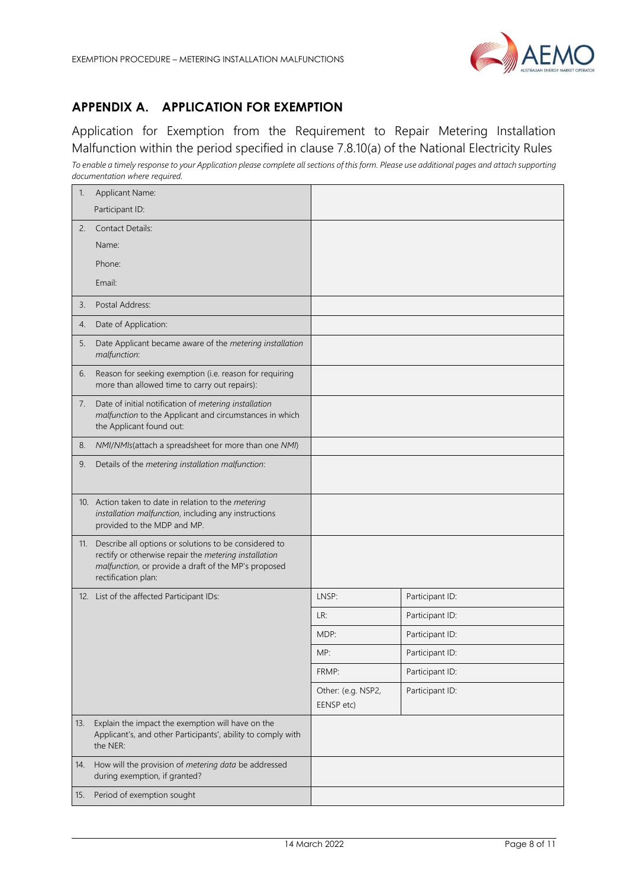## APPENDIX A. APPLICATION FOR EXEMPTION

Application for Exemption from the Requirement to Repair Metering Installation Malfunction within the period specified in clause 7.8.10(a) of the National Electricity Rules

*To enable a timely response to your Application please complete all sections of this form. Please use additional pages and attach supporting documentation where required.*

| | | |
|---|---|---|
| 1. Applicant Name:<br>Participant ID: | | |
| 2. Contact Details:<br>Name:<br>Phone:<br>Email: | | |
| 3. Postal Address: | | |
| 4. Date of Application: | | |
| 5. Date Applicant became aware of the *metering installation malfunction*: | | |
| 6. Reason for seeking exemption (i.e. reason for requiring more than allowed time to carry out repairs): | | |
| 7. Date of initial notification of *metering installation malfunction* to the Applicant and circumstances in which the Applicant found out: | | |
| 8. *NMI*/*NMIs*(attach a spreadsheet for more than one *NMI*) | | |
| 9. Details of the *metering installation malfunction*: | | |
| 10. Action taken to date in relation to the *metering installation malfunction*, including any instructions provided to the MDP and MP. | | |
| 11. Describe all options or solutions to be considered to rectify or otherwise repair the *metering installation malfunction*, or provide a draft of the MP's proposed rectification plan: | | |
| 12. List of the affected Participant IDs: | LNSP: | Participant ID: |
| | LR: | Participant ID: |
| | MDP: | Participant ID: |
| | MP: | Participant ID: |
| | FRMP: | Participant ID: |
| | Other: (e.g. NSP2, EENSP etc) | Participant ID: |
| 13. Explain the impact the exemption will have on the Applicant's, and other Participants', ability to comply with the NER: | | |
| 14. How will the provision of *metering data* be addressed during exemption, if granted? | | |
| 15. Period of exemption sought | | |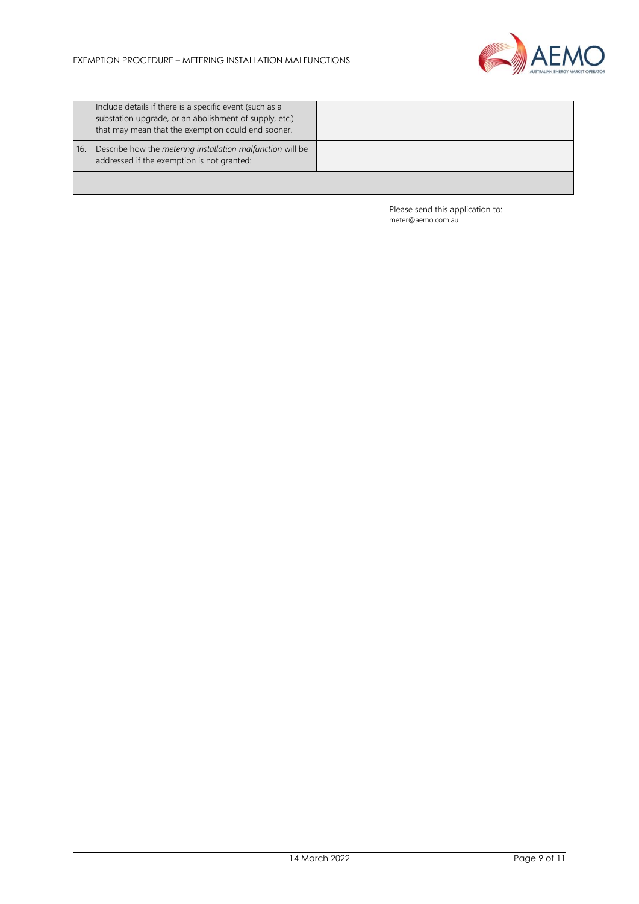| | | |
|---|---|---|
| | Include details if there is a specific event (such as a substation upgrade, or an abolishment of supply, etc.) that may mean that the exemption could end sooner. | |
| 16. | Describe how the *metering installation malfunction* will be addressed if the exemption is not granted: | |
| | | |

Please send this application to:
meter@aemo.com.au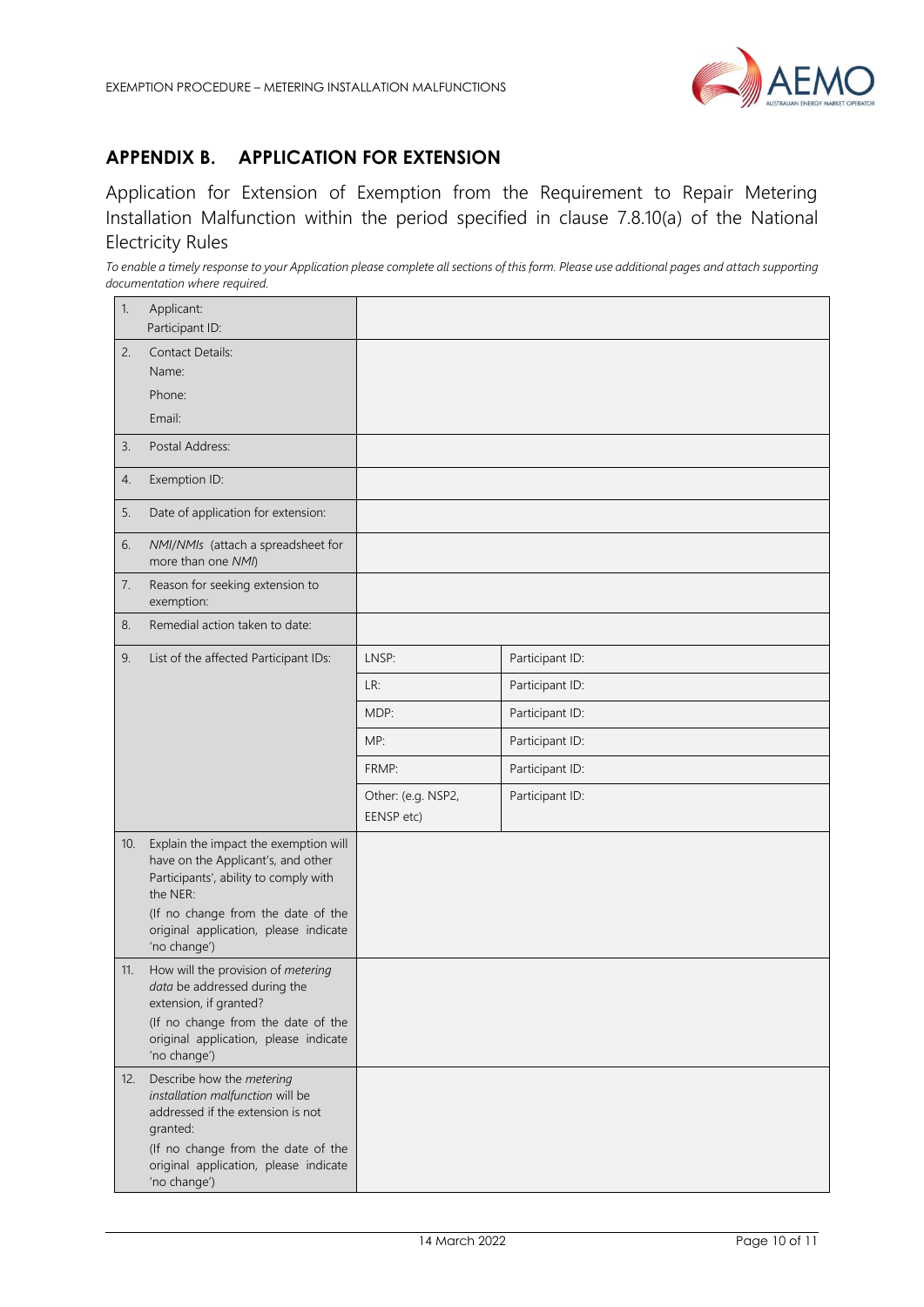## APPENDIX B. APPLICATION FOR EXTENSION

Application for Extension of Exemption from the Requirement to Repair Metering Installation Malfunction within the period specified in clause 7.8.10(a) of the National Electricity Rules

*To enable a timely response to your Application please complete all sections of this form. Please use additional pages and attach supporting documentation where required.*

| | | | |
|---|---|---|---|
| 1. | Applicant:<br>Participant ID: | | |
| 2. | Contact Details:<br>Name:<br>Phone:<br>Email: | | |
| 3. | Postal Address: | | |
| 4. | Exemption ID: | | |
| 5. | Date of application for extension: | | |
| 6. | *NMI/NMIs* (attach a spreadsheet for more than one *NMI*) | | |
| 7. | Reason for seeking extension to exemption: | | |
| 8. | Remedial action taken to date: | | |
| 9. | List of the affected Participant IDs: | LNSP: | Participant ID: |
| | | LR: | Participant ID: |
| | | MDP: | Participant ID: |
| | | MP: | Participant ID: |
| | | FRMP: | Participant ID: |
| | | Other: (e.g. NSP2, EENSP etc) | Participant ID: |
| 10. | Explain the impact the exemption will have on the Applicant's, and other Participants', ability to comply with the NER:<br>(If no change from the date of the original application, please indicate 'no change') | | |
| 11. | How will the provision of *metering data* be addressed during the extension, if granted?<br>(If no change from the date of the original application, please indicate 'no change') | | |
| 12. | Describe how the *metering installation malfunction* will be addressed if the extension is not granted:<br>(If no change from the date of the original application, please indicate 'no change') | | |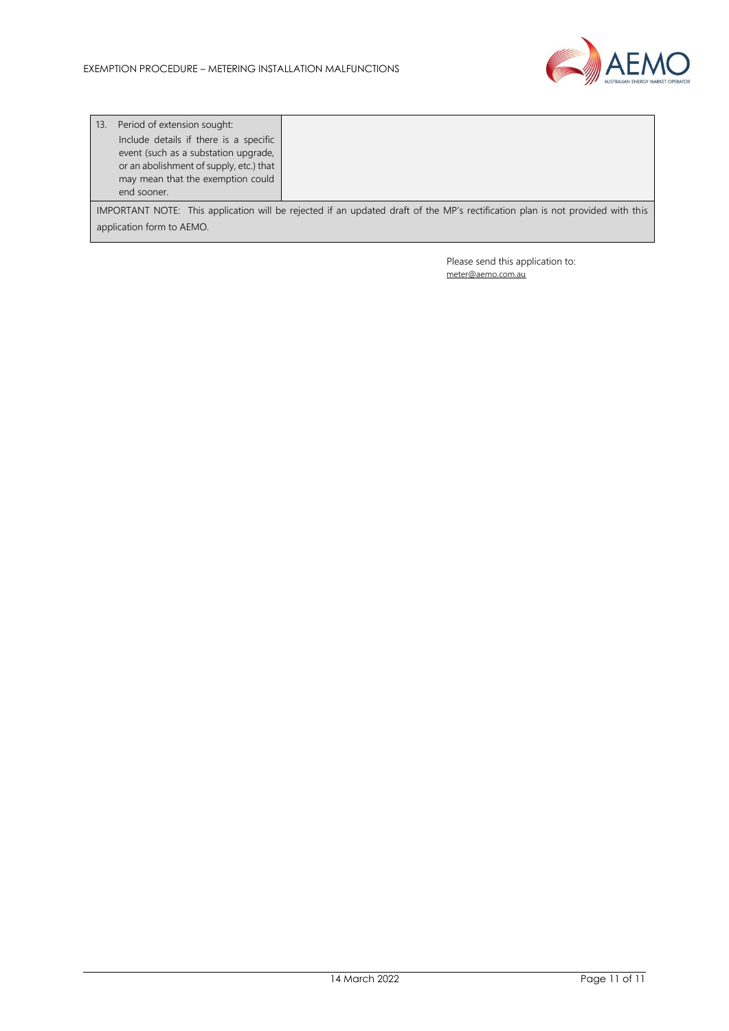| | |
|---|---|
| 13. Period of extension sought: Include details if there is a specific event (such as a substation upgrade, or an abolishment of supply, etc.) that may mean that the exemption could end sooner. | |
| IMPORTANT NOTE: This application will be rejected if an updated draft of the MP's rectification plan is not provided with this application form to AEMO. | |

Please send this application to:
meter@aemo.com.au